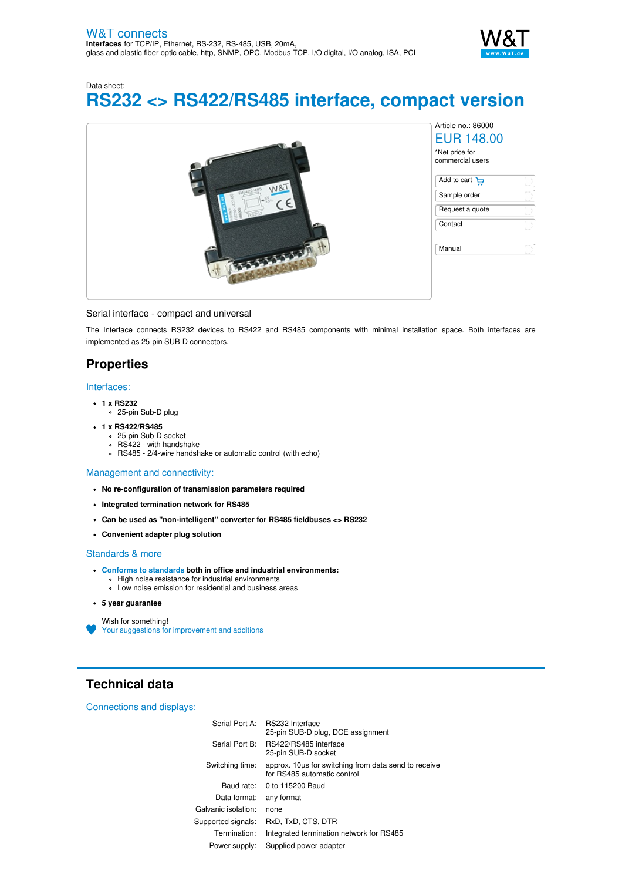W&T connects
**Interfaces** for TCP/IP, Ethernet, RS-232, RS-485, USB, 20mA, glass and plastic fiber optic cable, http, SNMP, OPC, Modbus TCP, I/O digital, I/O analog, ISA, PCI

Data sheet:

# RS232 <> RS422/RS485 interface, compact version

Article no.: 86000

EUR 148.00

*Net price for commercial users

- Add to cart
- Sample order
- Request a quote
- Contact
- Manual

Serial interface - compact and universal

The Interface connects RS232 devices to RS422 and RS485 components with minimal installation space. Both interfaces are implemented as 25-pin SUB-D connectors.

## Properties

### Interfaces:

- **1 x RS232**
  - 25-pin Sub-D plug
- **1 x RS422/RS485**
  - 25-pin Sub-D socket
  - RS422 - with handshake
  - RS485 - 2/4-wire handshake or automatic control (with echo)

### Management and connectivity:

- **No re-configuration of transmission parameters required**
- **Integrated termination network for RS485**
- **Can be used as "non-intelligent" converter for RS485 fieldbuses <> RS232**
- **Convenient adapter plug solution**

### Standards & more

- Conforms to standards **both in office and industrial environments:**
  - High noise resistance for industrial environments
  - Low noise emission for residential and business areas
- **5 year guarantee**

Wish for something!
Your suggestions for improvement and additions

## Technical data

### Connections and displays:

| | |
|---|---|
| Serial Port A: | RS232 Interface<br>25-pin SUB-D plug, DCE assignment |
| Serial Port B: | RS422/RS485 interface<br>25-pin SUB-D socket |
| Switching time: | approx. 10µs for switching from data send to receive for RS485 automatic control |
| Baud rate: | 0 to 115200 Baud |
| Data format: | any format |
| Galvanic isolation: | none |
| Supported signals: | RxD, TxD, CTS, DTR |
| Termination: | Integrated termination network for RS485 |
| Power supply: | Supplied power adapter |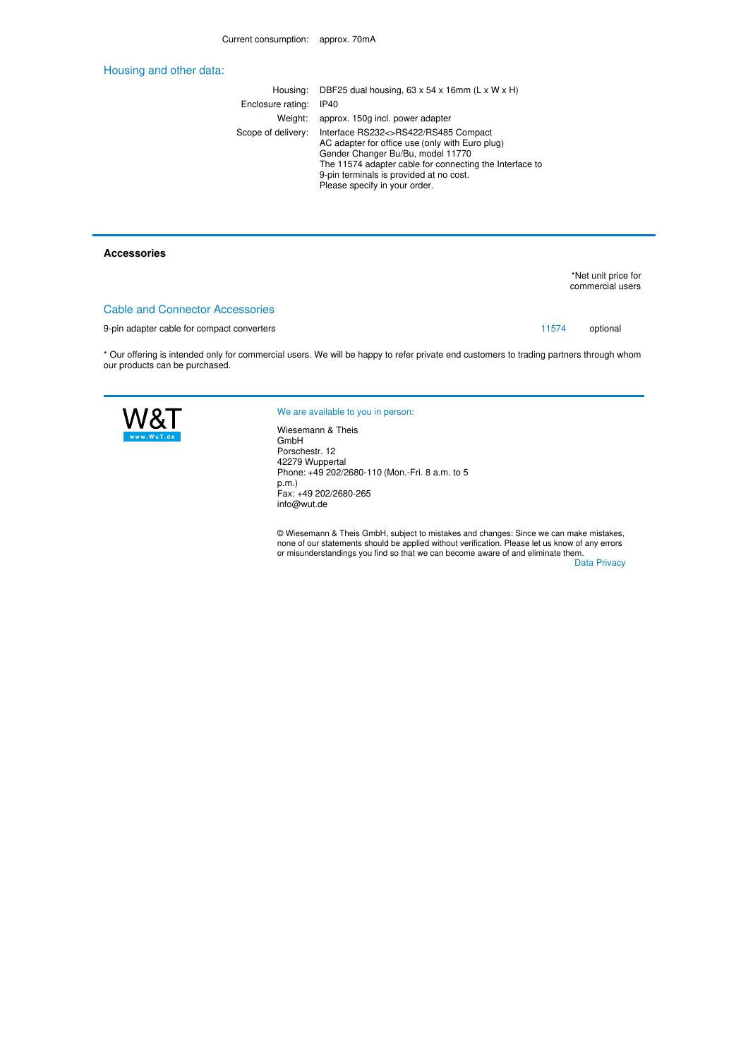| | |
|---|---|
| Current consumption: | approx. 70mA |

## Housing and other data:

| | |
|---|---|
| Housing: | DBF25 dual housing, 63 x 54 x 16mm (L x W x H) |
| Enclosure rating: | IP40 |
| Weight: | approx. 150g incl. power adapter |
| Scope of delivery: | Interface RS232<>RS422/RS485 Compact<br>AC adapter for office use (only with Euro plug)<br>Gender Changer Bu/Bu, model 11770<br>The 11574 adapter cable for connecting the Interface to 9-pin terminals is provided at no cost.<br>Please specify in your order. |

## Accessories

*Net unit price for commercial users

### Cable and Connector Accessories

| | | |
|---|---|---|
| 9-pin adapter cable for compact converters | 11574 | optional |

* Our offering is intended only for commercial users. We will be happy to refer private end customers to trading partners through whom our products can be purchased.

W&T
www.WuT.de

We are available to you in person:

Wiesemann & Theis GmbH
Porschestr. 12
42279 Wuppertal
Phone: +49 202/2680-110 (Mon.-Fri. 8 a.m. to 5 p.m.)
Fax: +49 202/2680-265
info@wut.de

© Wiesemann & Theis GmbH, subject to mistakes and changes: Since we can make mistakes, none of our statements should be applied without verification. Please let us know of any errors or misunderstandings you find so that we can become aware of and eliminate them.

Data Privacy